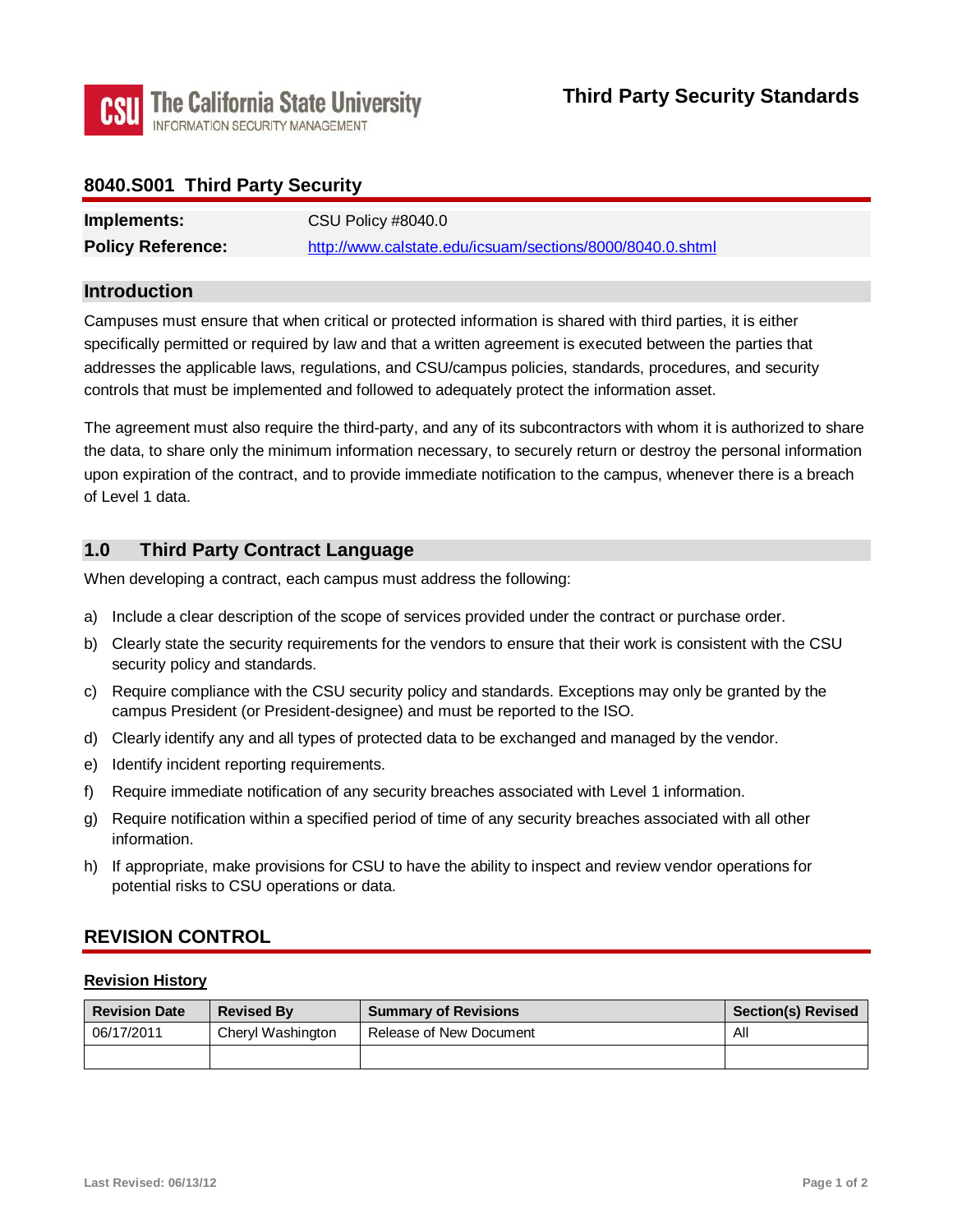The California State University
INFORMATION SECURITY MANAGEMENT

# Third Party Security Standards

## 8040.S001 Third Party Security

| | |
|---|---|
| **Implements:** | CSU Policy #8040.0 |
| **Policy Reference:** | http://www.calstate.edu/icsuam/sections/8000/8040.0.shtml |

## Introduction

Campuses must ensure that when critical or protected information is shared with third parties, it is either specifically permitted or required by law and that a written agreement is executed between the parties that addresses the applicable laws, regulations, and CSU/campus policies, standards, procedures, and security controls that must be implemented and followed to adequately protect the information asset.

The agreement must also require the third-party, and any of its subcontractors with whom it is authorized to share the data, to share only the minimum information necessary, to securely return or destroy the personal information upon expiration of the contract, and to provide immediate notification to the campus, whenever there is a breach of Level 1 data.

## 1.0 Third Party Contract Language

When developing a contract, each campus must address the following:

a) Include a clear description of the scope of services provided under the contract or purchase order.

b) Clearly state the security requirements for the vendors to ensure that their work is consistent with the CSU security policy and standards.

c) Require compliance with the CSU security policy and standards. Exceptions may only be granted by the campus President (or President-designee) and must be reported to the ISO.

d) Clearly identify any and all types of protected data to be exchanged and managed by the vendor.

e) Identify incident reporting requirements.

f) Require immediate notification of any security breaches associated with Level 1 information.

g) Require notification within a specified period of time of any security breaches associated with all other information.

h) If appropriate, make provisions for CSU to have the ability to inspect and review vendor operations for potential risks to CSU operations or data.

## REVISION CONTROL

**Revision History**

| Revision Date | Revised By | Summary of Revisions | Section(s) Revised |
|---|---|---|---|
| 06/17/2011 | Cheryl Washington | Release of New Document | All |
| | | | |

Last Revised: 06/13/12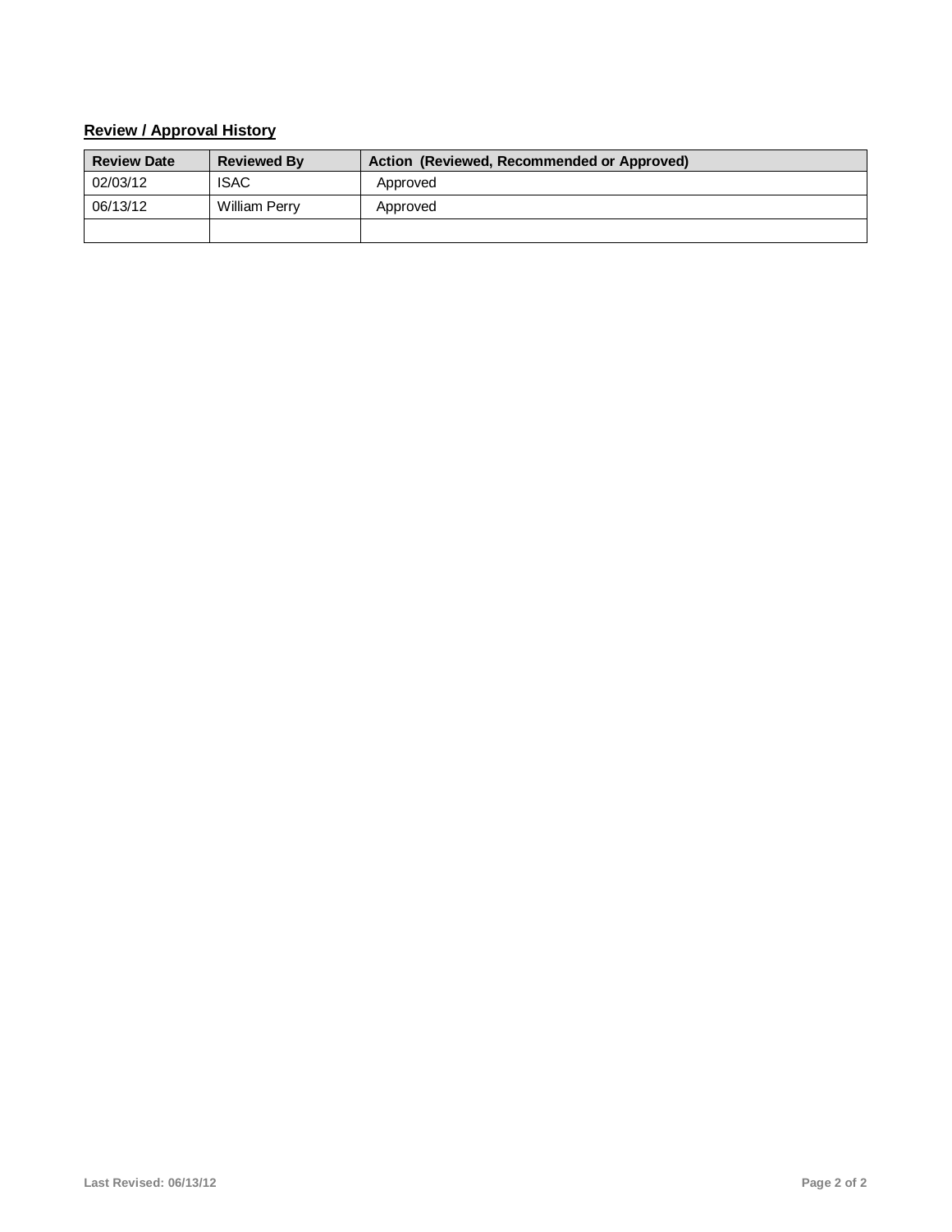**<u>Review / Approval History</u>**

| Review Date | Reviewed By | Action (Reviewed, Recommended or Approved) |
|---|---|---|
| 02/03/12 | ISAC | Approved |
| 06/13/12 | William Perry | Approved |
| | | |

Last Revised: 06/13/12